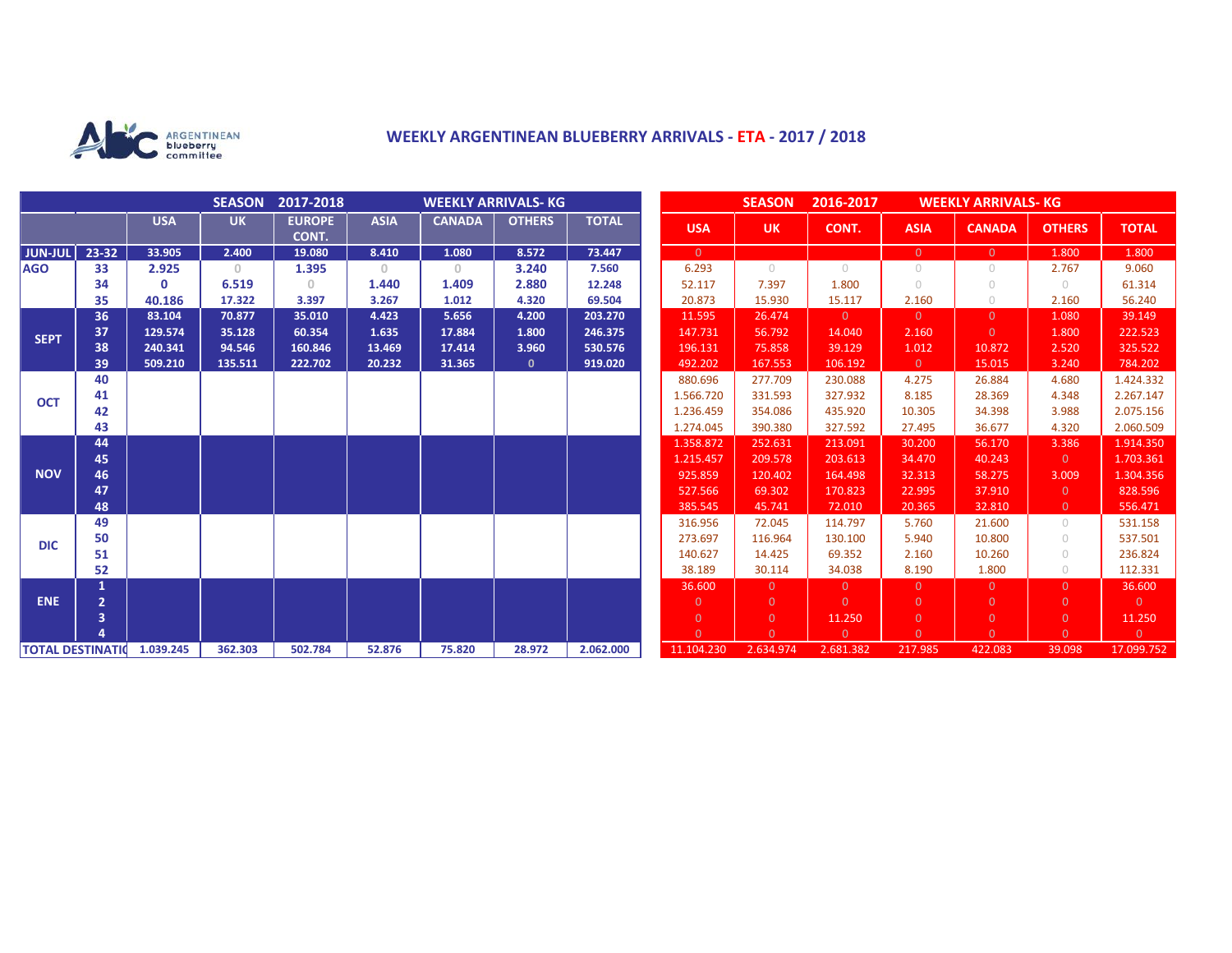ARGENTINEAN blueberry committee

# WEEKLY ARGENTINEAN BLUEBERRY ARRIVALS - ETA - 2017 / 2018

| | | SEASON 2017-2018 WEEKLY ARRIVALS- KG | | | | | | | SEASON 2016-2017 WEEKLY ARRIVALS- KG | | | | | | |
|---|---|---|---|---|---|---|---|---|---|---|---|---|---|---|---|
| | | USA | UK | EUROPE CONT. | ASIA | CANADA | OTHERS | TOTAL | USA | UK | CONT. | ASIA | CANADA | OTHERS | TOTAL |
| JUN-JUL | 23-32 | 33.905 | 2.400 | 19.080 | 8.410 | 1.080 | 8.572 | 73.447 | 0 | | | 0 | 0 | 1.800 | 1.800 |
| AGO | 33 | 2.925 | 0 | 1.395 | 0 | 0 | 3.240 | 7.560 | 6.293 | 0 | 0 | 0 | 0 | 2.767 | 9.060 |
| | 34 | 0 | 6.519 | 0 | 1.440 | 1.409 | 2.880 | 12.248 | 52.117 | 7.397 | 1.800 | 0 | 0 | 0 | 61.314 |
| | 35 | 40.186 | 17.322 | 3.397 | 3.267 | 1.012 | 4.320 | 69.504 | 20.873 | 15.930 | 15.117 | 2.160 | 0 | 2.160 | 56.240 |
| SEPT | 36 | 83.104 | 70.877 | 35.010 | 4.423 | 5.656 | 4.200 | 203.270 | 11.595 | 26.474 | 0 | 0 | 0 | 1.080 | 39.149 |
| | 37 | 129.574 | 35.128 | 60.354 | 1.635 | 17.884 | 1.800 | 246.375 | 147.731 | 56.792 | 14.040 | 2.160 | 0 | 1.800 | 222.523 |
| | 38 | 240.341 | 94.546 | 160.846 | 13.469 | 17.414 | 3.960 | 530.576 | 196.131 | 75.858 | 39.129 | 1.012 | 10.872 | 2.520 | 325.522 |
| | 39 | 509.210 | 135.511 | 222.702 | 20.232 | 31.365 | 0 | 919.020 | 492.202 | 167.553 | 106.192 | 0 | 15.015 | 3.240 | 784.202 |
| OCT | 40 | | | | | | | | 880.696 | 277.709 | 230.088 | 4.275 | 26.884 | 4.680 | 1.424.332 |
| | 41 | | | | | | | | 1.566.720 | 331.593 | 327.932 | 8.185 | 28.369 | 4.348 | 2.267.147 |
| | 42 | | | | | | | | 1.236.459 | 354.086 | 435.920 | 10.305 | 34.398 | 3.988 | 2.075.156 |
| | 43 | | | | | | | | 1.274.045 | 390.380 | 327.592 | 27.495 | 36.677 | 4.320 | 2.060.509 |
| NOV | 44 | | | | | | | | 1.358.872 | 252.631 | 213.091 | 30.200 | 56.170 | 3.386 | 1.914.350 |
| | 45 | | | | | | | | 1.215.457 | 209.578 | 203.613 | 34.470 | 40.243 | 0 | 1.703.361 |
| | 46 | | | | | | | | 925.859 | 120.402 | 164.498 | 32.313 | 58.275 | 3.009 | 1.304.356 |
| | 47 | | | | | | | | 527.566 | 69.302 | 170.823 | 22.995 | 37.910 | 0 | 828.596 |
| | 48 | | | | | | | | 385.545 | 45.741 | 72.010 | 20.365 | 32.810 | 0 | 556.471 |
| DIC | 49 | | | | | | | | 316.956 | 72.045 | 114.797 | 5.760 | 21.600 | 0 | 531.158 |
| | 50 | | | | | | | | 273.697 | 116.964 | 130.100 | 5.940 | 10.800 | 0 | 537.501 |
| | 51 | | | | | | | | 140.627 | 14.425 | 69.352 | 2.160 | 10.260 | 0 | 236.824 |
| | 52 | | | | | | | | 38.189 | 30.114 | 34.038 | 8.190 | 1.800 | 0 | 112.331 |
| ENE | 1 | | | | | | | | 36.600 | 0 | 0 | 0 | 0 | 0 | 36.600 |
| | 2 | | | | | | | | 0 | 0 | 0 | 0 | 0 | 0 | 0 |
| | 3 | | | | | | | | 0 | 0 | 11.250 | 0 | 0 | 0 | 11.250 |
| | 4 | | | | | | | | 0 | 0 | 0 | 0 | 0 | 0 | 0 |
| TOTAL DESTINATIO | | 1.039.245 | 362.303 | 502.784 | 52.876 | 75.820 | 28.972 | 2.062.000 | 11.104.230 | 2.634.974 | 2.681.382 | 217.985 | 422.083 | 39.098 | 17.099.752 |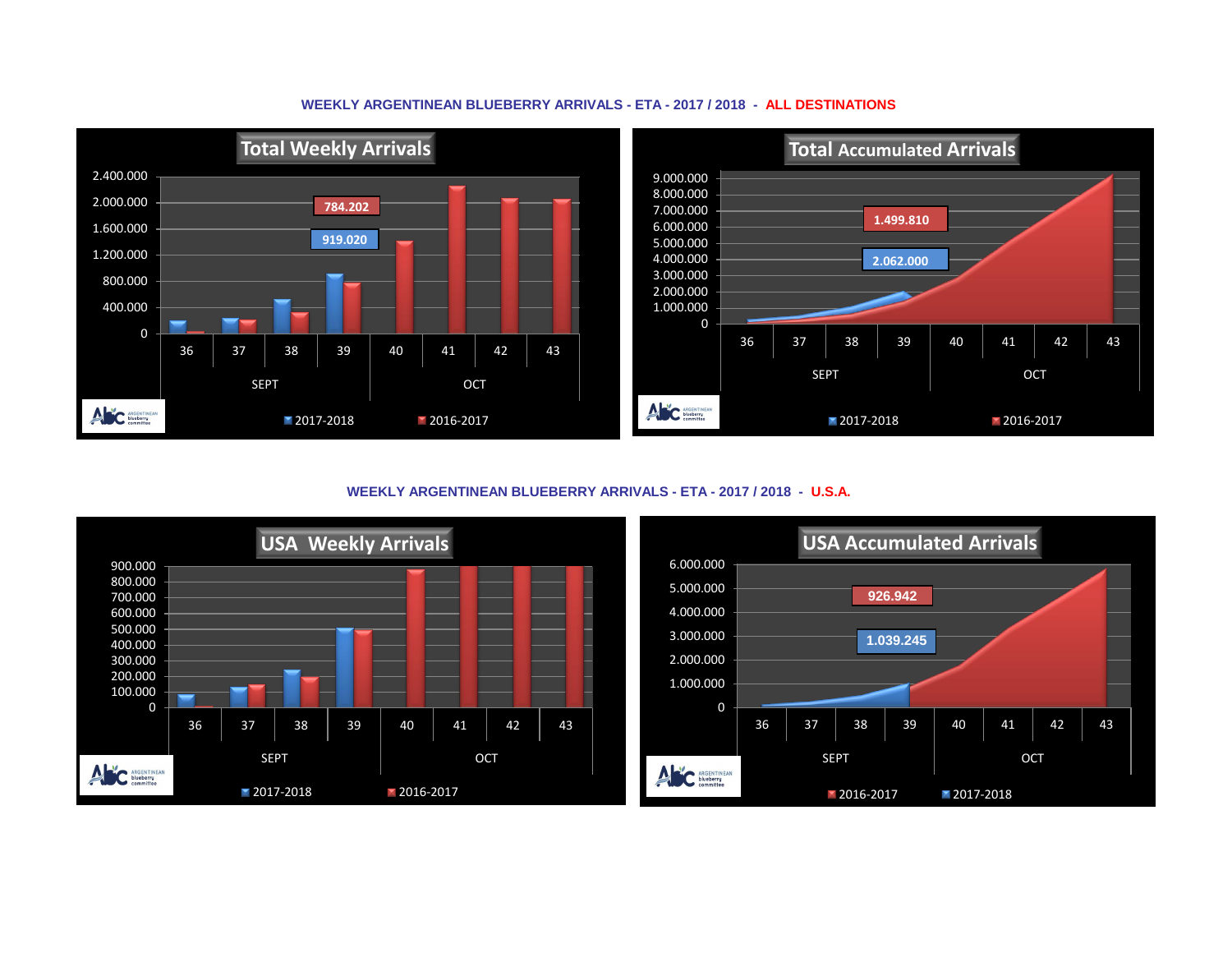## WEEKLY ARGENTINEAN BLUEBERRY ARRIVALS - ETA - 2017 / 2018 - ALL DESTINATIONS

Total Weekly Arrivals

2.400.000
2.000.000
1.600.000
1.200.000
800.000
400.000
0

784.202
919.020

36 37 38 39 40 41 42 43
SEPT OCT

2017-2018 2016-2017

Total Accumulated Arrivals

9.000.000
8.000.000
7.000.000
6.000.000
5.000.000
4.000.000
3.000.000
2.000.000
1.000.000
0

1.499.810
2.062.000

36 37 38 39 40 41 42 43
SEPT OCT

2017-2018 2016-2017

## WEEKLY ARGENTINEAN BLUEBERRY ARRIVALS - ETA - 2017 / 2018 - U.S.A.

USA Weekly Arrivals

900.000
800.000
700.000
600.000
500.000
400.000
300.000
200.000
100.000
0

36 37 38 39 40 41 42 43
SEPT OCT

2017-2018 2016-2017

USA Accumulated Arrivals

6.000.000
5.000.000
4.000.000
3.000.000
2.000.000
1.000.000
0

926.942
1.039.245

36 37 38 39 40 41 42 43
SEPT OCT

2016-2017 2017-2018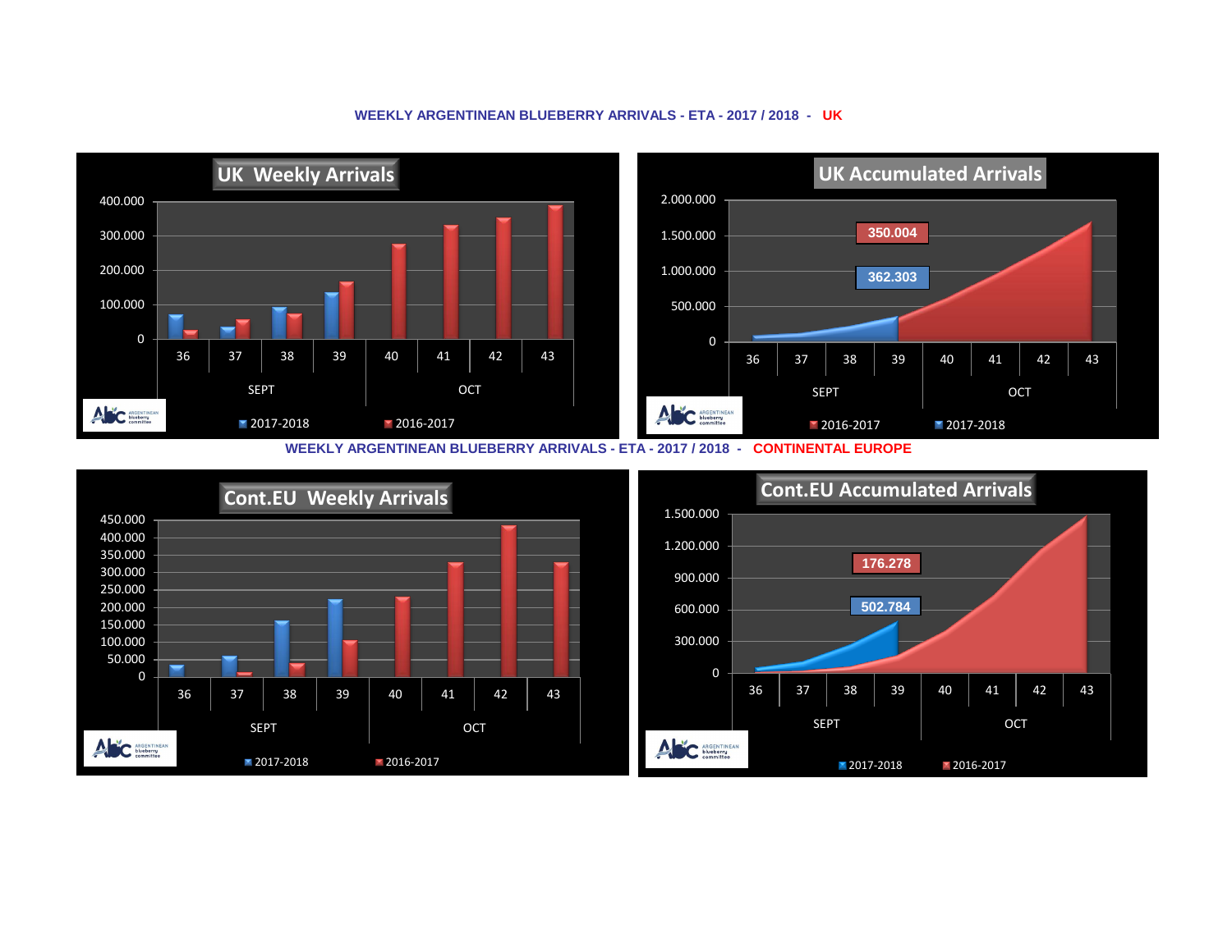**WEEKLY ARGENTINEAN BLUEBERRY ARRIVALS - ETA - 2017 / 2018 - UK**

UK Weekly Arrivals

400.000
300.000
200.000
100.000
0

36 37 38 39 40 41 42 43

SEPT OCT

2017-2018 2016-2017

UK Accumulated Arrivals

2.000.000
1.500.000
1.000.000
500.000
0

350.004
362.303

36 37 38 39 40 41 42 43

SEPT OCT

2016-2017 2017-2018

**WEEKLY ARGENTINEAN BLUEBERRY ARRIVALS - ETA - 2017 / 2018 - CONTINENTAL EUROPE**

Cont.EU Weekly Arrivals

450.000
400.000
350.000
300.000
250.000
200.000
150.000
100.000
50.000
0

36 37 38 39 40 41 42 43

SEPT OCT

2017-2018 2016-2017

Cont.EU Accumulated Arrivals

1.500.000
1.200.000
900.000
600.000
300.000
0

176.278
502.784

36 37 38 39 40 41 42 43

SEPT OCT

2017-2018 2016-2017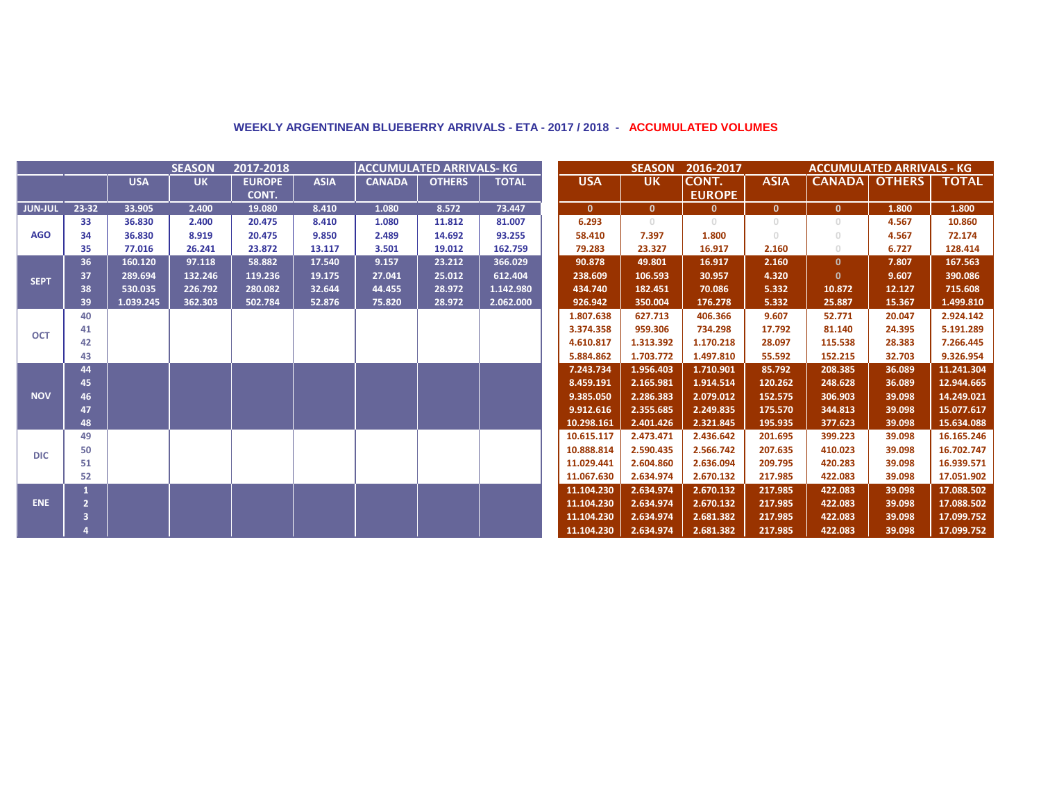## WEEKLY ARGENTINEAN BLUEBERRY ARRIVALS - ETA - 2017 / 2018 - ACCUMULATED VOLUMES

| | | SEASON 2017-2018 | | | | ACCUMULATED ARRIVALS- KG | | |
|---|---|---|---|---|---|---|---|---|
| | | USA | UK | EUROPE CONT. | ASIA | CANADA | OTHERS | TOTAL |
| JUN-JUL | 23-32 | 33.905 | 2.400 | 19.080 | 8.410 | 1.080 | 8.572 | 73.447 |
| AGO | 33 | 36.830 | 2.400 | 20.475 | 8.410 | 1.080 | 11.812 | 81.007 |
| | 34 | 36.830 | 8.919 | 20.475 | 9.850 | 2.489 | 14.692 | 93.255 |
| | 35 | 77.016 | 26.241 | 23.872 | 13.117 | 3.501 | 19.012 | 162.759 |
| SEPT | 36 | 160.120 | 97.118 | 58.882 | 17.540 | 9.157 | 23.212 | 366.029 |
| | 37 | 289.694 | 132.246 | 119.236 | 19.175 | 27.041 | 25.012 | 612.404 |
| | 38 | 530.035 | 226.792 | 280.082 | 32.644 | 44.455 | 28.972 | 1.142.980 |
| | 39 | 1.039.245 | 362.303 | 502.784 | 52.876 | 75.820 | 28.972 | 2.062.000 |
| OCT | 40 | | | | | | | |
| | 41 | | | | | | | |
| | 42 | | | | | | | |
| | 43 | | | | | | | |
| NOV | 44 | | | | | | | |
| | 45 | | | | | | | |
| | 46 | | | | | | | |
| | 47 | | | | | | | |
| | 48 | | | | | | | |
| DIC | 49 | | | | | | | |
| | 50 | | | | | | | |
| | 51 | | | | | | | |
| | 52 | | | | | | | |
| ENE | 1 | | | | | | | |
| | 2 | | | | | | | |
| | 3 | | | | | | | |
| | 4 | | | | | | | |

| SEASON 2016-2017 | | | | ACCUMULATED ARRIVALS - KG | | |
|---|---|---|---|---|---|---|
| USA | UK | CONT. EUROPE | ASIA | CANADA | OTHERS | TOTAL |
| 0 | 0 | 0 | 0 | 0 | 1.800 | 1.800 |
| 6.293 | 0 | 0 | 0 | 0 | 4.567 | 10.860 |
| 58.410 | 7.397 | 1.800 | 0 | 0 | 4.567 | 72.174 |
| 79.283 | 23.327 | 16.917 | 2.160 | 0 | 6.727 | 128.414 |
| 90.878 | 49.801 | 16.917 | 2.160 | 0 | 7.807 | 167.563 |
| 238.609 | 106.593 | 30.957 | 4.320 | 0 | 9.607 | 390.086 |
| 434.740 | 182.451 | 70.086 | 5.332 | 10.872 | 12.127 | 715.608 |
| 926.942 | 350.004 | 176.278 | 5.332 | 25.887 | 15.367 | 1.499.810 |
| 1.807.638 | 627.713 | 406.366 | 9.607 | 52.771 | 20.047 | 2.924.142 |
| 3.374.358 | 959.306 | 734.298 | 17.792 | 81.140 | 24.395 | 5.191.289 |
| 4.610.817 | 1.313.392 | 1.170.218 | 28.097 | 115.538 | 28.383 | 7.266.445 |
| 5.884.862 | 1.703.772 | 1.497.810 | 55.592 | 152.215 | 32.703 | 9.326.954 |
| 7.243.734 | 1.956.403 | 1.710.901 | 85.792 | 208.385 | 36.089 | 11.241.304 |
| 8.459.191 | 2.165.981 | 1.914.514 | 120.262 | 248.628 | 36.089 | 12.944.665 |
| 9.385.050 | 2.286.383 | 2.079.012 | 152.575 | 306.903 | 39.098 | 14.249.021 |
| 9.912.616 | 2.355.685 | 2.249.835 | 175.570 | 344.813 | 39.098 | 15.077.617 |
| 10.298.161 | 2.401.426 | 2.321.845 | 195.935 | 377.623 | 39.098 | 15.634.088 |
| 10.615.117 | 2.473.471 | 2.436.642 | 201.695 | 399.223 | 39.098 | 16.165.246 |
| 10.888.814 | 2.590.435 | 2.566.742 | 207.635 | 410.023 | 39.098 | 16.702.747 |
| 11.029.441 | 2.604.860 | 2.636.094 | 209.795 | 420.283 | 39.098 | 16.939.571 |
| 11.067.630 | 2.634.974 | 2.670.132 | 217.985 | 422.083 | 39.098 | 17.051.902 |
| 11.104.230 | 2.634.974 | 2.670.132 | 217.985 | 422.083 | 39.098 | 17.088.502 |
| 11.104.230 | 2.634.974 | 2.670.132 | 217.985 | 422.083 | 39.098 | 17.088.502 |
| 11.104.230 | 2.634.974 | 2.681.382 | 217.985 | 422.083 | 39.098 | 17.099.752 |
| 11.104.230 | 2.634.974 | 2.681.382 | 217.985 | 422.083 | 39.098 | 17.099.752 |